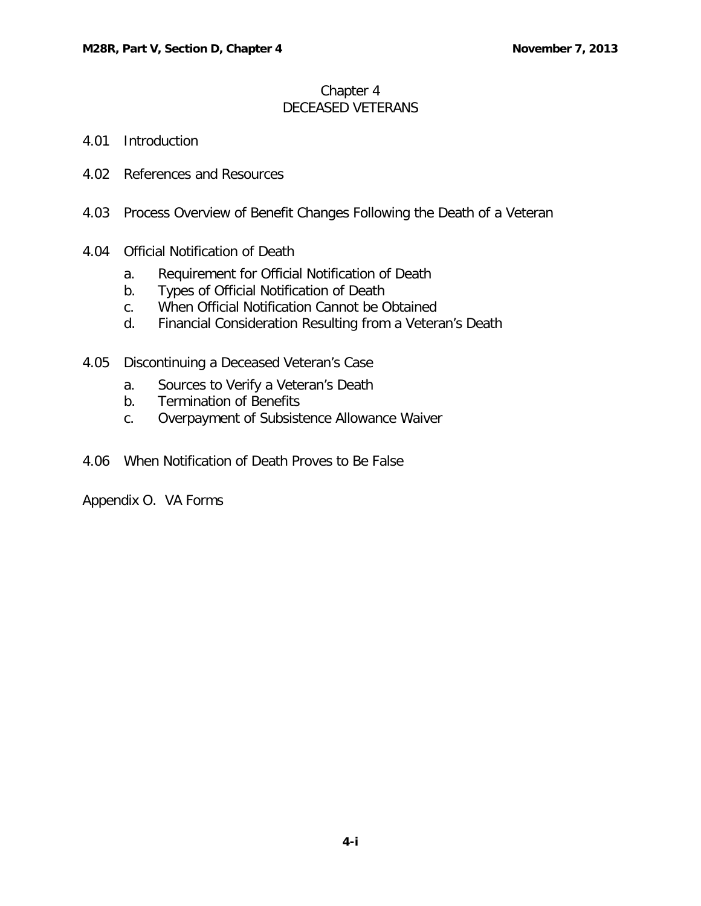# Chapter 4
# DECEASED VETERANS

4.01 Introduction

4.02 References and Resources

4.03 Process Overview of Benefit Changes Following the Death of a Veteran

4.04 Official Notification of Death

- a. Requirement for Official Notification of Death
- b. Types of Official Notification of Death
- c. When Official Notification Cannot be Obtained
- d. Financial Consideration Resulting from a Veteran's Death

4.05 Discontinuing a Deceased Veteran's Case

- a. Sources to Verify a Veteran's Death
- b. Termination of Benefits
- c. Overpayment of Subsistence Allowance Waiver

4.06 When Notification of Death Proves to Be False

Appendix O. VA Forms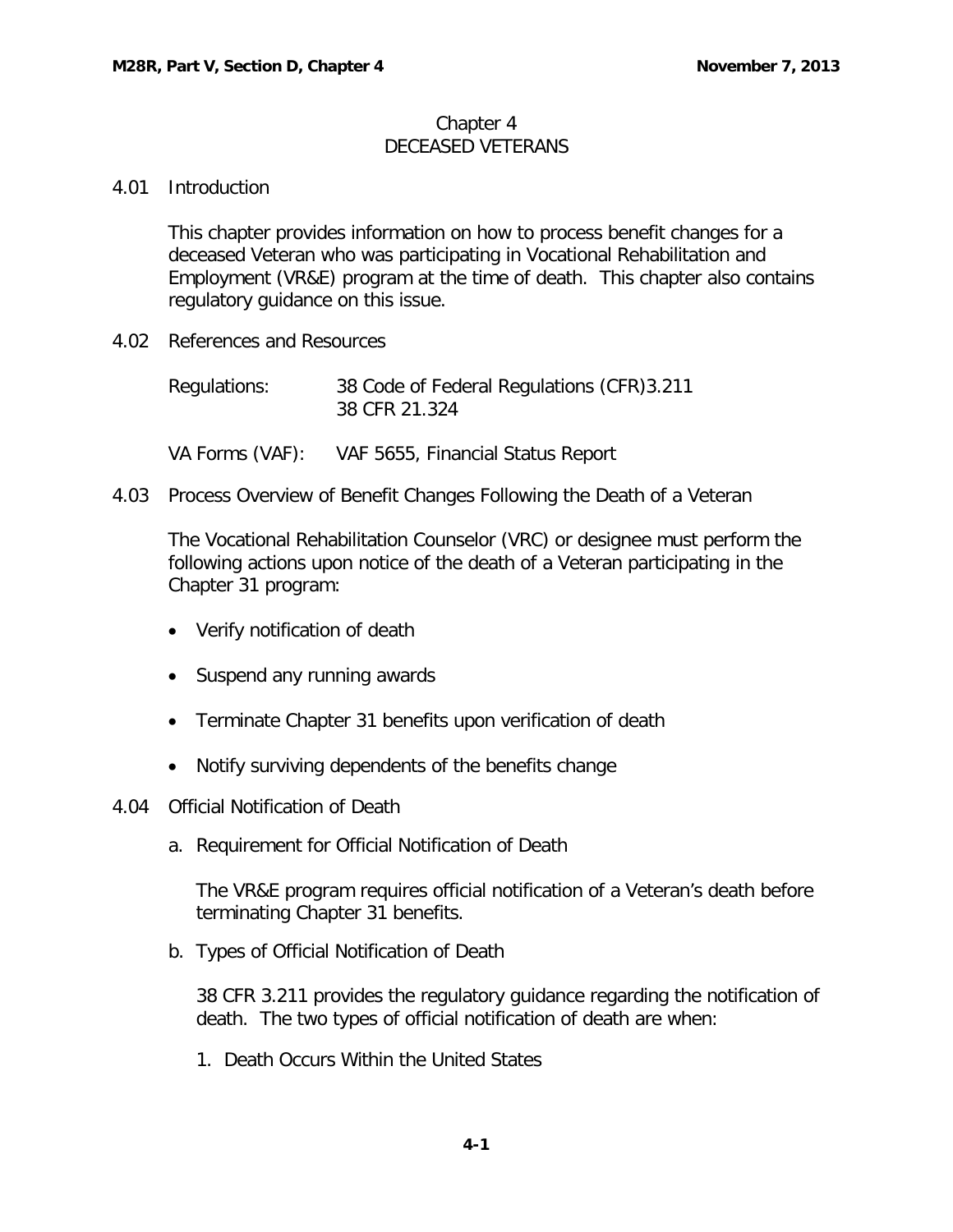# Chapter 4
## DECEASED VETERANS

### 4.01 Introduction

This chapter provides information on how to process benefit changes for a deceased Veteran who was participating in Vocational Rehabilitation and Employment (VR&E) program at the time of death. This chapter also contains regulatory guidance on this issue.

### 4.02 References and Resources

Regulations: 38 Code of Federal Regulations (CFR)3.211
38 CFR 21.324

VA Forms (VAF): VAF 5655, Financial Status Report

### 4.03 Process Overview of Benefit Changes Following the Death of a Veteran

The Vocational Rehabilitation Counselor (VRC) or designee must perform the following actions upon notice of the death of a Veteran participating in the Chapter 31 program:

- Verify notification of death
- Suspend any running awards
- Terminate Chapter 31 benefits upon verification of death
- Notify surviving dependents of the benefits change

### 4.04 Official Notification of Death

a. Requirement for Official Notification of Death

The VR&E program requires official notification of a Veteran's death before terminating Chapter 31 benefits.

b. Types of Official Notification of Death

38 CFR 3.211 provides the regulatory guidance regarding the notification of death. The two types of official notification of death are when:

1. Death Occurs Within the United States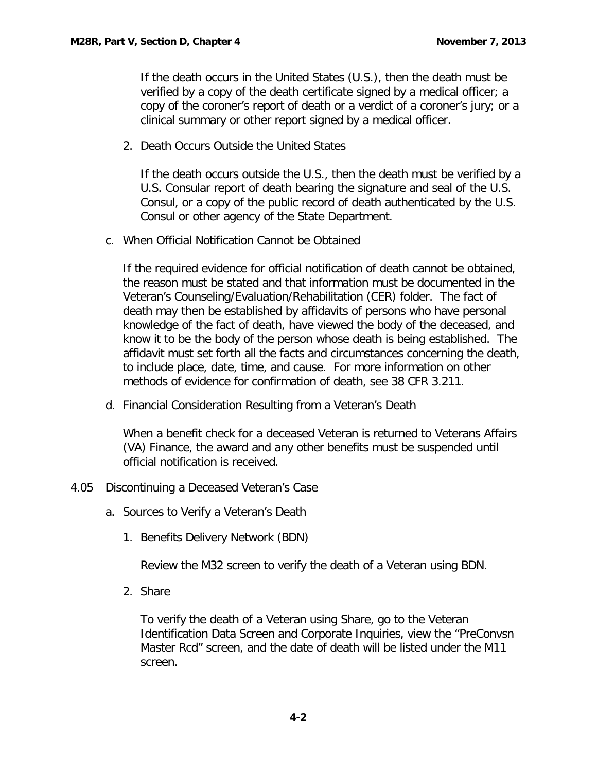If the death occurs in the United States (U.S.), then the death must be verified by a copy of the death certificate signed by a medical officer; a copy of the coroner's report of death or a verdict of a coroner's jury; or a clinical summary or other report signed by a medical officer.

2. Death Occurs Outside the United States

   If the death occurs outside the U.S., then the death must be verified by a U.S. Consular report of death bearing the signature and seal of the U.S. Consul, or a copy of the public record of death authenticated by the U.S. Consul or other agency of the State Department.

c. When Official Notification Cannot be Obtained

   If the required evidence for official notification of death cannot be obtained, the reason must be stated and that information must be documented in the Veteran's Counseling/Evaluation/Rehabilitation (CER) folder. The fact of death may then be established by affidavits of persons who have personal knowledge of the fact of death, have viewed the body of the deceased, and know it to be the body of the person whose death is being established. The affidavit must set forth all the facts and circumstances concerning the death, to include place, date, time, and cause. For more information on other methods of evidence for confirmation of death, see 38 CFR 3.211.

d. Financial Consideration Resulting from a Veteran's Death

   When a benefit check for a deceased Veteran is returned to Veterans Affairs (VA) Finance, the award and any other benefits must be suspended until official notification is received.

## 4.05 Discontinuing a Deceased Veteran's Case

a. Sources to Verify a Veteran's Death

   1. Benefits Delivery Network (BDN)

      Review the M32 screen to verify the death of a Veteran using BDN.

   2. Share

      To verify the death of a Veteran using Share, go to the Veteran Identification Data Screen and Corporate Inquiries, view the "PreConvsn Master Rcd" screen, and the date of death will be listed under the M11 screen.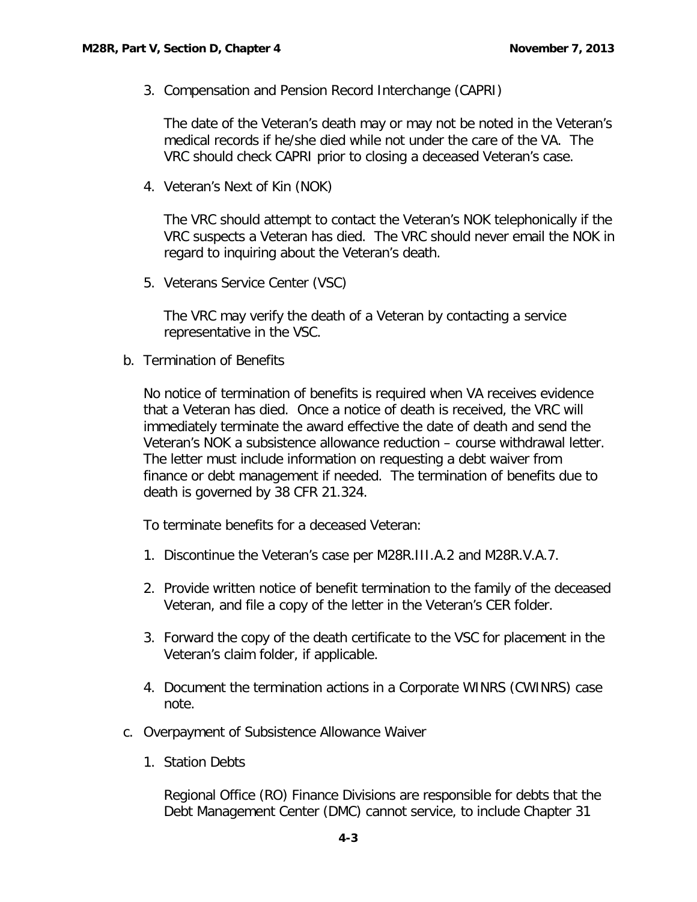3. Compensation and Pension Record Interchange (CAPRI)

   The date of the Veteran's death may or may not be noted in the Veteran's medical records if he/she died while not under the care of the VA. The VRC should check CAPRI prior to closing a deceased Veteran's case.

4. Veteran's Next of Kin (NOK)

   The VRC should attempt to contact the Veteran's NOK telephonically if the VRC suspects a Veteran has died. The VRC should never email the NOK in regard to inquiring about the Veteran's death.

5. Veterans Service Center (VSC)

   The VRC may verify the death of a Veteran by contacting a service representative in the VSC.

b. Termination of Benefits

   No notice of termination of benefits is required when VA receives evidence that a Veteran has died. Once a notice of death is received, the VRC will immediately terminate the award effective the date of death and send the Veteran's NOK a subsistence allowance reduction – course withdrawal letter. The letter must include information on requesting a debt waiver from finance or debt management if needed. The termination of benefits due to death is governed by 38 CFR 21.324.

   To terminate benefits for a deceased Veteran:

   1. Discontinue the Veteran's case per M28R.III.A.2 and M28R.V.A.7.

   2. Provide written notice of benefit termination to the family of the deceased Veteran, and file a copy of the letter in the Veteran's CER folder.

   3. Forward the copy of the death certificate to the VSC for placement in the Veteran's claim folder, if applicable.

   4. Document the termination actions in a Corporate WINRS (CWINRS) case note.

c. Overpayment of Subsistence Allowance Waiver

   1. Station Debts

      Regional Office (RO) Finance Divisions are responsible for debts that the Debt Management Center (DMC) cannot service, to include Chapter 31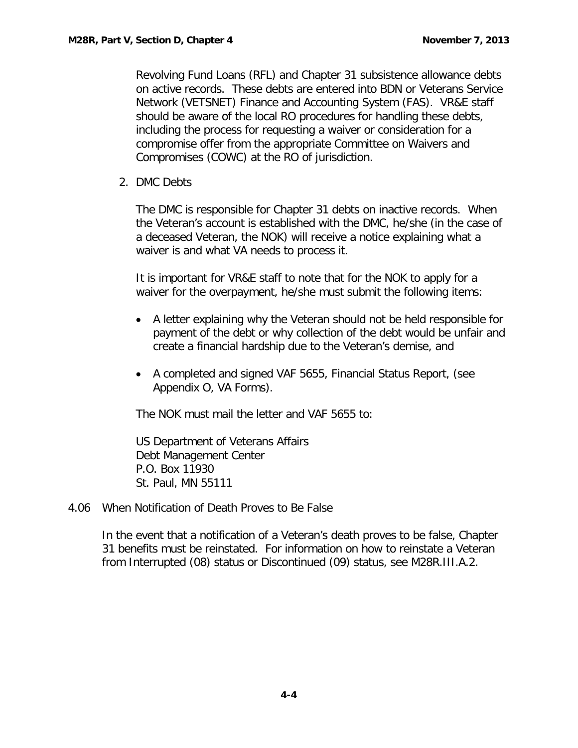Revolving Fund Loans (RFL) and Chapter 31 subsistence allowance debts on active records. These debts are entered into BDN or Veterans Service Network (VETSNET) Finance and Accounting System (FAS). VR&E staff should be aware of the local RO procedures for handling these debts, including the process for requesting a waiver or consideration for a compromise offer from the appropriate Committee on Waivers and Compromises (COWC) at the RO of jurisdiction.

2. DMC Debts

The DMC is responsible for Chapter 31 debts on inactive records. When the Veteran's account is established with the DMC, he/she (in the case of a deceased Veteran, the NOK) will receive a notice explaining what a waiver is and what VA needs to process it.

It is important for VR&E staff to note that for the NOK to apply for a waiver for the overpayment, he/she must submit the following items:

- A letter explaining why the Veteran should not be held responsible for payment of the debt or why collection of the debt would be unfair and create a financial hardship due to the Veteran's demise, and
- A completed and signed VAF 5655, Financial Status Report, (see Appendix O, VA Forms).

The NOK must mail the letter and VAF 5655 to:

US Department of Veterans Affairs
Debt Management Center
P.O. Box 11930
St. Paul, MN 55111

## 4.06 When Notification of Death Proves to Be False

In the event that a notification of a Veteran's death proves to be false, Chapter 31 benefits must be reinstated. For information on how to reinstate a Veteran from Interrupted (08) status or Discontinued (09) status, see M28R.III.A.2.